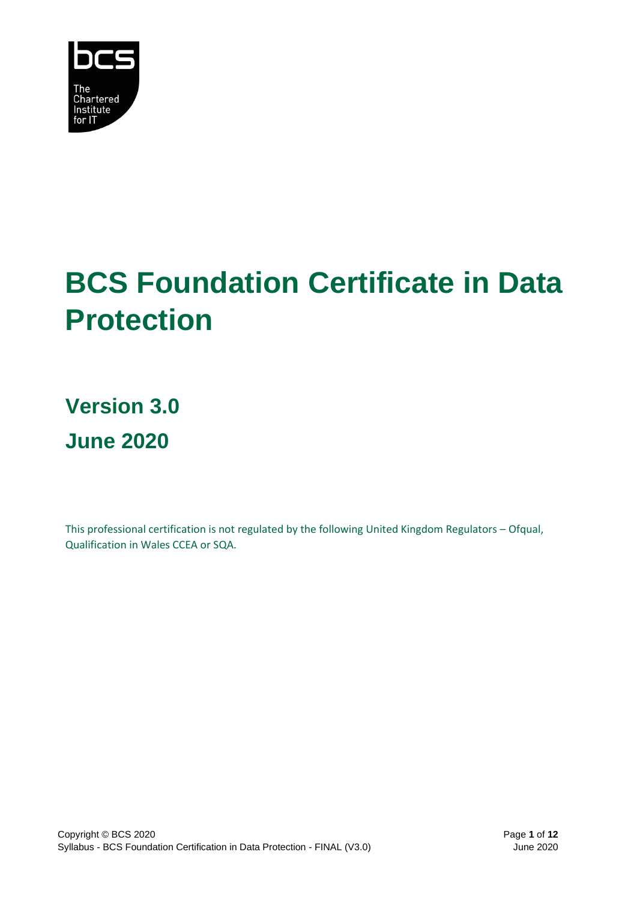# BCS Foundation Certificate in Data Protection

## Version 3.0

## June 2020

This professional certification is not regulated by the following United Kingdom Regulators – Ofqual, Qualification in Wales CCEA or SQA.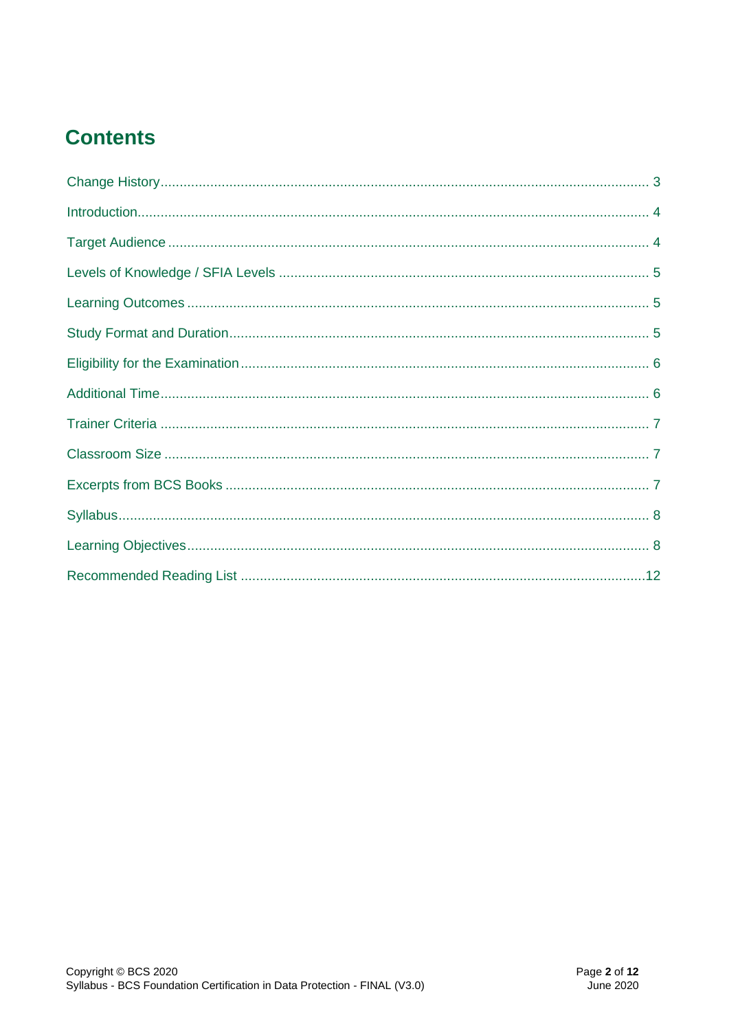# Contents

Change History........................................................................................................................ 3

Introduction............................................................................................................................. 4

Target Audience ...................................................................................................................... 4

Levels of Knowledge / SFIA Levels ........................................................................................ 5

Learning Outcomes ................................................................................................................. 5

Study Format and Duration...................................................................................................... 5

Eligibility for the Examination................................................................................................... 6

Additional Time........................................................................................................................ 6

Trainer Criteria ........................................................................................................................ 7

Classroom Size ....................................................................................................................... 7

Excerpts from BCS Books ...................................................................................................... 7

Syllabus................................................................................................................................... 8

Learning Objectives................................................................................................................. 8

Recommended Reading List ..................................................................................................12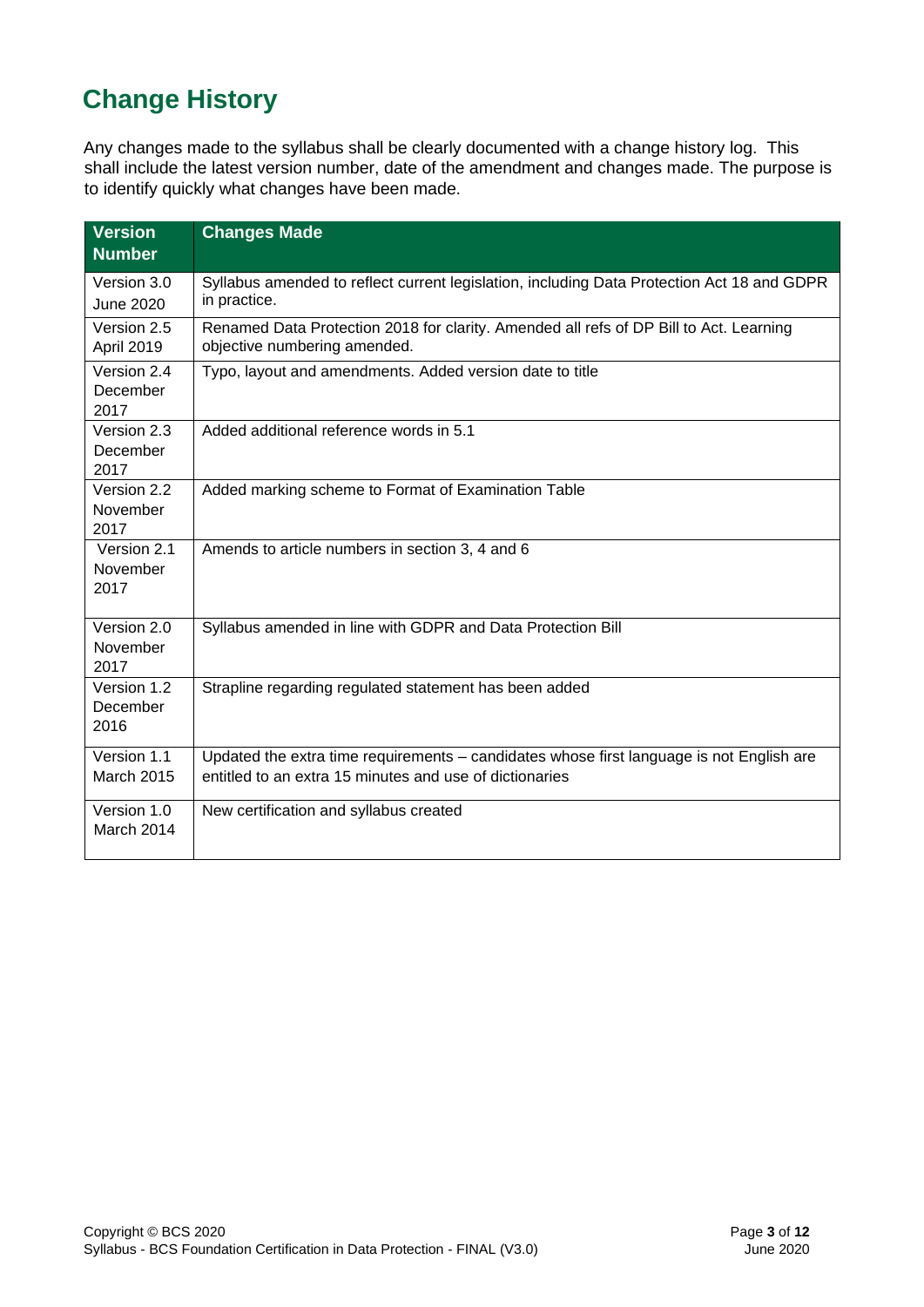## Change History

Any changes made to the syllabus shall be clearly documented with a change history log. This shall include the latest version number, date of the amendment and changes made. The purpose is to identify quickly what changes have been made.

| Version Number | Changes Made |
| --- | --- |
| Version 3.0 June 2020 | Syllabus amended to reflect current legislation, including Data Protection Act 18 and GDPR in practice. |
| Version 2.5 April 2019 | Renamed Data Protection 2018 for clarity. Amended all refs of DP Bill to Act. Learning objective numbering amended. |
| Version 2.4 December 2017 | Typo, layout and amendments. Added version date to title |
| Version 2.3 December 2017 | Added additional reference words in 5.1 |
| Version 2.2 November 2017 | Added marking scheme to Format of Examination Table |
| Version 2.1 November 2017 | Amends to article numbers in section 3, 4 and 6 |
| Version 2.0 November 2017 | Syllabus amended in line with GDPR and Data Protection Bill |
| Version 1.2 December 2016 | Strapline regarding regulated statement has been added |
| Version 1.1 March 2015 | Updated the extra time requirements – candidates whose first language is not English are entitled to an extra 15 minutes and use of dictionaries |
| Version 1.0 March 2014 | New certification and syllabus created |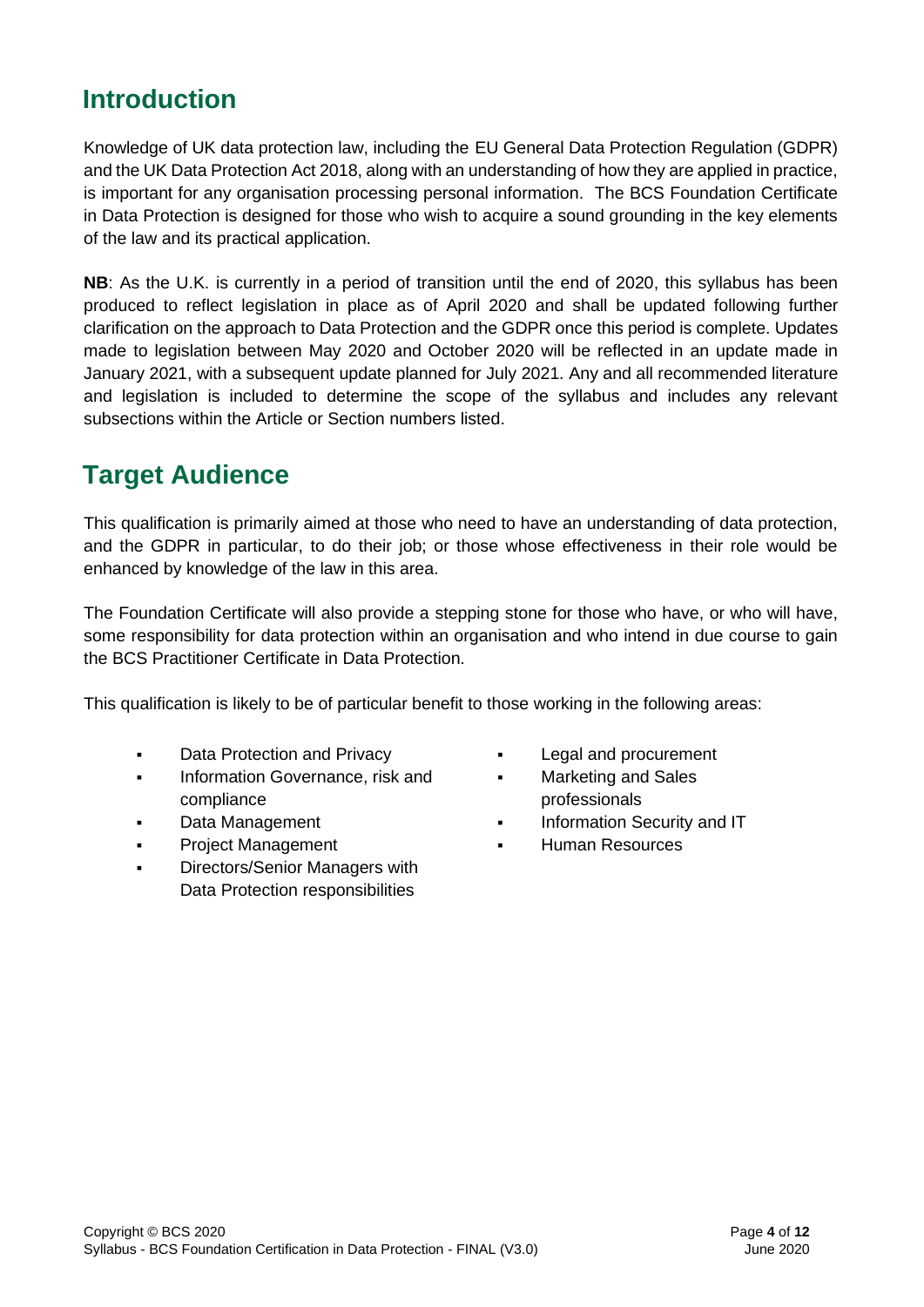## Introduction

Knowledge of UK data protection law, including the EU General Data Protection Regulation (GDPR) and the UK Data Protection Act 2018, along with an understanding of how they are applied in practice, is important for any organisation processing personal information. The BCS Foundation Certificate in Data Protection is designed for those who wish to acquire a sound grounding in the key elements of the law and its practical application.

**NB**: As the U.K. is currently in a period of transition until the end of 2020, this syllabus has been produced to reflect legislation in place as of April 2020 and shall be updated following further clarification on the approach to Data Protection and the GDPR once this period is complete. Updates made to legislation between May 2020 and October 2020 will be reflected in an update made in January 2021, with a subsequent update planned for July 2021. Any and all recommended literature and legislation is included to determine the scope of the syllabus and includes any relevant subsections within the Article or Section numbers listed.

## Target Audience

This qualification is primarily aimed at those who need to have an understanding of data protection, and the GDPR in particular, to do their job; or those whose effectiveness in their role would be enhanced by knowledge of the law in this area.

The Foundation Certificate will also provide a stepping stone for those who have, or who will have, some responsibility for data protection within an organisation and who intend in due course to gain the BCS Practitioner Certificate in Data Protection.

This qualification is likely to be of particular benefit to those working in the following areas:

- Data Protection and Privacy
- Information Governance, risk and compliance
- Data Management
- Project Management
- Directors/Senior Managers with Data Protection responsibilities
- Legal and procurement
- Marketing and Sales professionals
- Information Security and IT
- Human Resources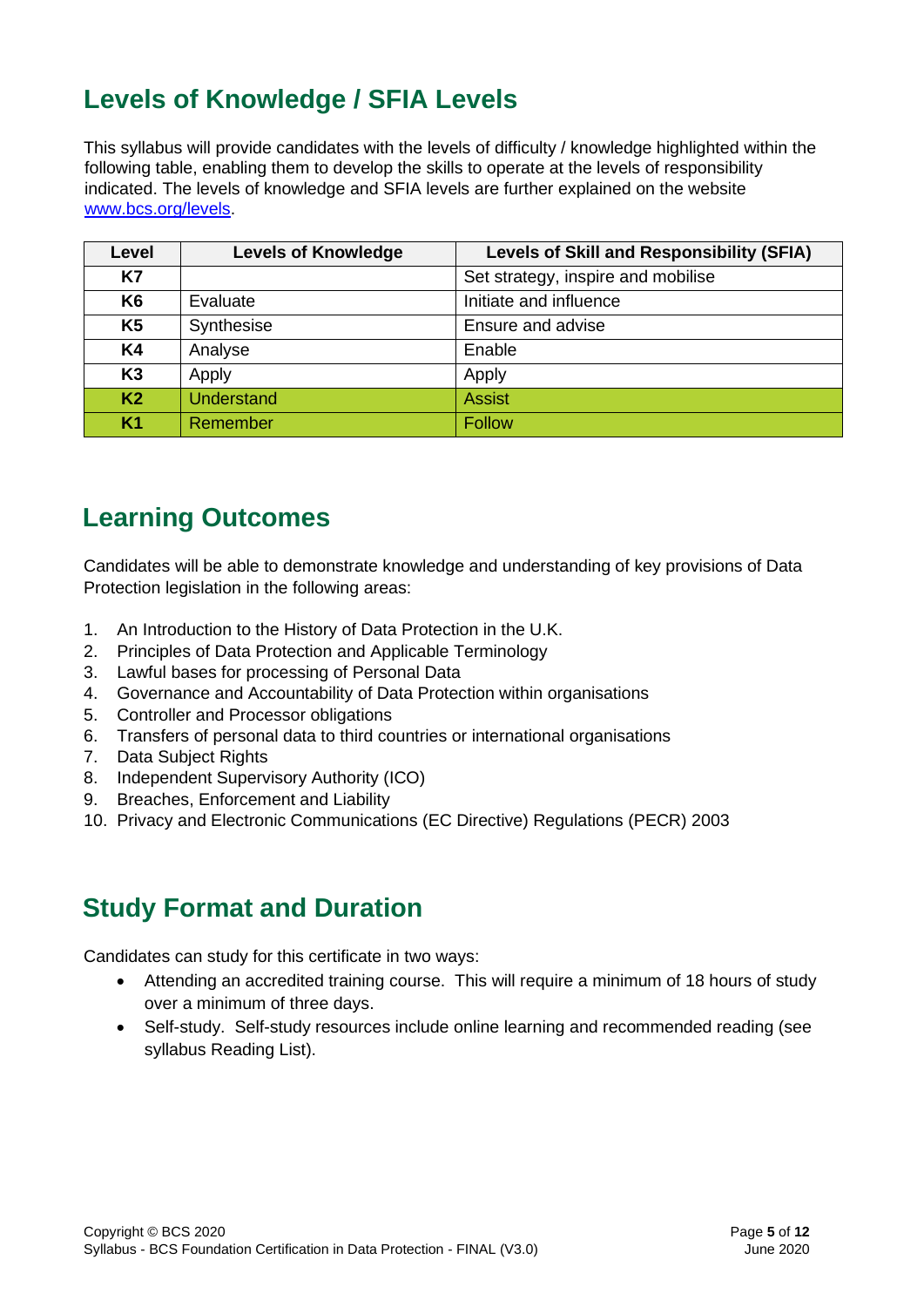## Levels of Knowledge / SFIA Levels

This syllabus will provide candidates with the levels of difficulty / knowledge highlighted within the following table, enabling them to develop the skills to operate at the levels of responsibility indicated. The levels of knowledge and SFIA levels are further explained on the website www.bcs.org/levels.

| Level | Levels of Knowledge | Levels of Skill and Responsibility (SFIA) |
|---|---|---|
| **K7** | | Set strategy, inspire and mobilise |
| **K6** | Evaluate | Initiate and influence |
| **K5** | Synthesise | Ensure and advise |
| **K4** | Analyse | Enable |
| **K3** | Apply | Apply |
| **K2** | Understand | Assist |
| **K1** | Remember | Follow |

## Learning Outcomes

Candidates will be able to demonstrate knowledge and understanding of key provisions of Data Protection legislation in the following areas:

1. An Introduction to the History of Data Protection in the U.K.
2. Principles of Data Protection and Applicable Terminology
3. Lawful bases for processing of Personal Data
4. Governance and Accountability of Data Protection within organisations
5. Controller and Processor obligations
6. Transfers of personal data to third countries or international organisations
7. Data Subject Rights
8. Independent Supervisory Authority (ICO)
9. Breaches, Enforcement and Liability
10. Privacy and Electronic Communications (EC Directive) Regulations (PECR) 2003

## Study Format and Duration

Candidates can study for this certificate in two ways:

- Attending an accredited training course. This will require a minimum of 18 hours of study over a minimum of three days.
- Self-study. Self-study resources include online learning and recommended reading (see syllabus Reading List).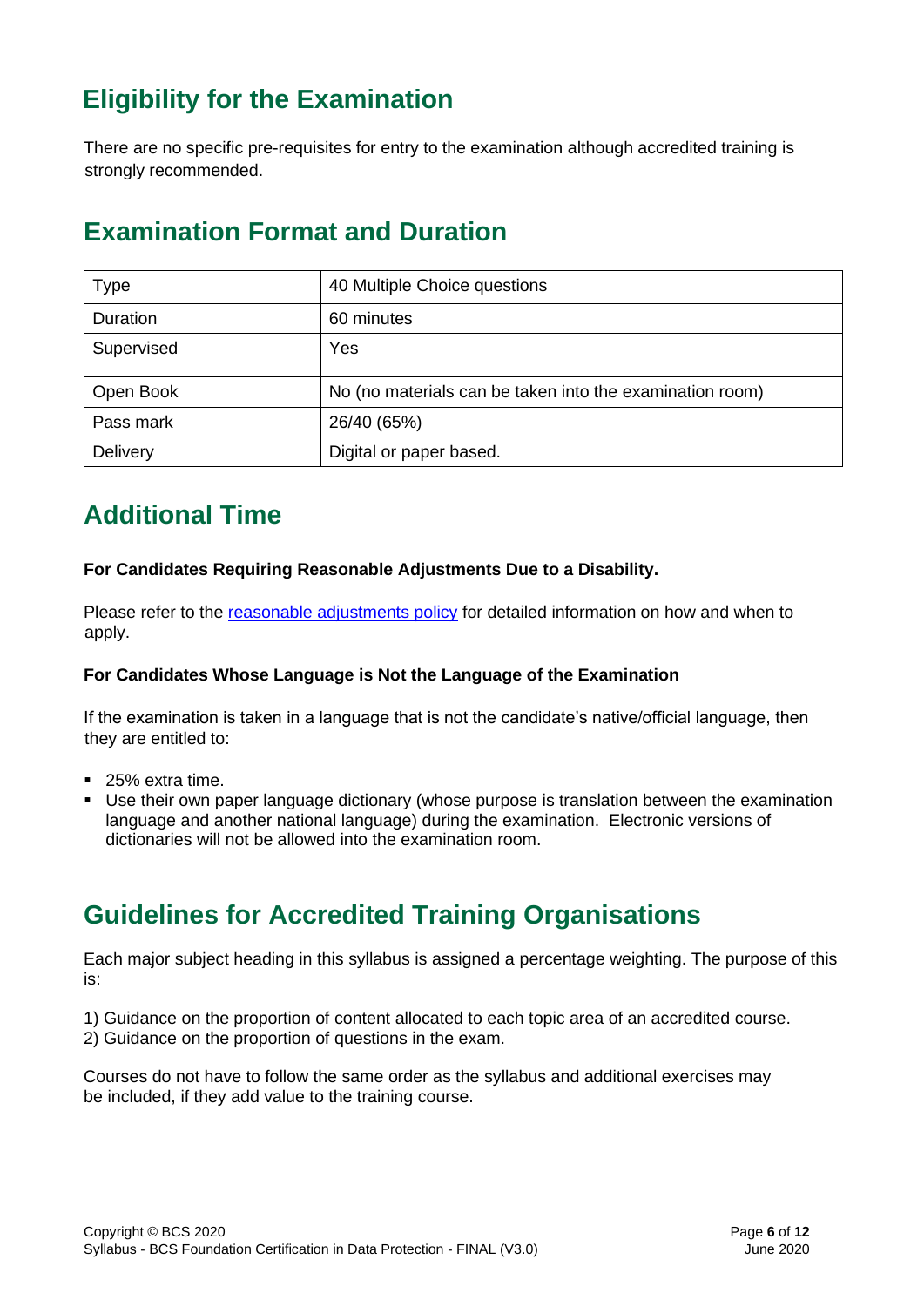## Eligibility for the Examination

There are no specific pre-requisites for entry to the examination although accredited training is strongly recommended.

## Examination Format and Duration

| Type | 40 Multiple Choice questions |
|---|---|
| Duration | 60 minutes |
| Supervised | Yes |
| Open Book | No (no materials can be taken into the examination room) |
| Pass mark | 26/40 (65%) |
| Delivery | Digital or paper based. |

## Additional Time

**For Candidates Requiring Reasonable Adjustments Due to a Disability.**

Please refer to the reasonable adjustments policy for detailed information on how and when to apply.

**For Candidates Whose Language is Not the Language of the Examination**

If the examination is taken in a language that is not the candidate's native/official language, then they are entitled to:

- 25% extra time.
- Use their own paper language dictionary (whose purpose is translation between the examination language and another national language) during the examination. Electronic versions of dictionaries will not be allowed into the examination room.

## Guidelines for Accredited Training Organisations

Each major subject heading in this syllabus is assigned a percentage weighting. The purpose of this is:

1) Guidance on the proportion of content allocated to each topic area of an accredited course.
2) Guidance on the proportion of questions in the exam.

Courses do not have to follow the same order as the syllabus and additional exercises may be included, if they add value to the training course.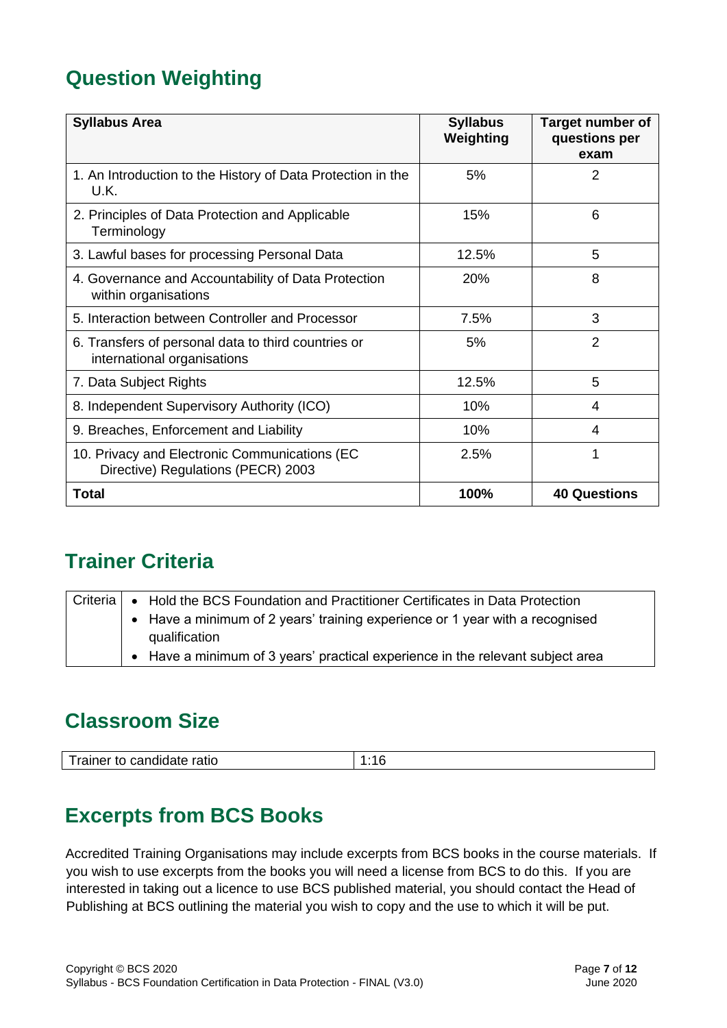## Question Weighting

| Syllabus Area | Syllabus Weighting | Target number of questions per exam |
|---|---|---|
| 1. An Introduction to the History of Data Protection in the U.K. | 5% | 2 |
| 2. Principles of Data Protection and Applicable Terminology | 15% | 6 |
| 3. Lawful bases for processing Personal Data | 12.5% | 5 |
| 4. Governance and Accountability of Data Protection within organisations | 20% | 8 |
| 5. Interaction between Controller and Processor | 7.5% | 3 |
| 6. Transfers of personal data to third countries or international organisations | 5% | 2 |
| 7. Data Subject Rights | 12.5% | 5 |
| 8. Independent Supervisory Authority (ICO) | 10% | 4 |
| 9. Breaches, Enforcement and Liability | 10% | 4 |
| 10. Privacy and Electronic Communications (EC Directive) Regulations (PECR) 2003 | 2.5% | 1 |
| **Total** | **100%** | **40 Questions** |

## Trainer Criteria

| Criteria | • Hold the BCS Foundation and Practitioner Certificates in Data Protection<br>• Have a minimum of 2 years' training experience or 1 year with a recognised qualification<br>• Have a minimum of 3 years' practical experience in the relevant subject area |
|---|---|

## Classroom Size

| Trainer to candidate ratio | 1:16 |
|---|---|

## Excerpts from BCS Books

Accredited Training Organisations may include excerpts from BCS books in the course materials. If you wish to use excerpts from the books you will need a license from BCS to do this. If you are interested in taking out a licence to use BCS published material, you should contact the Head of Publishing at BCS outlining the material you wish to copy and the use to which it will be put.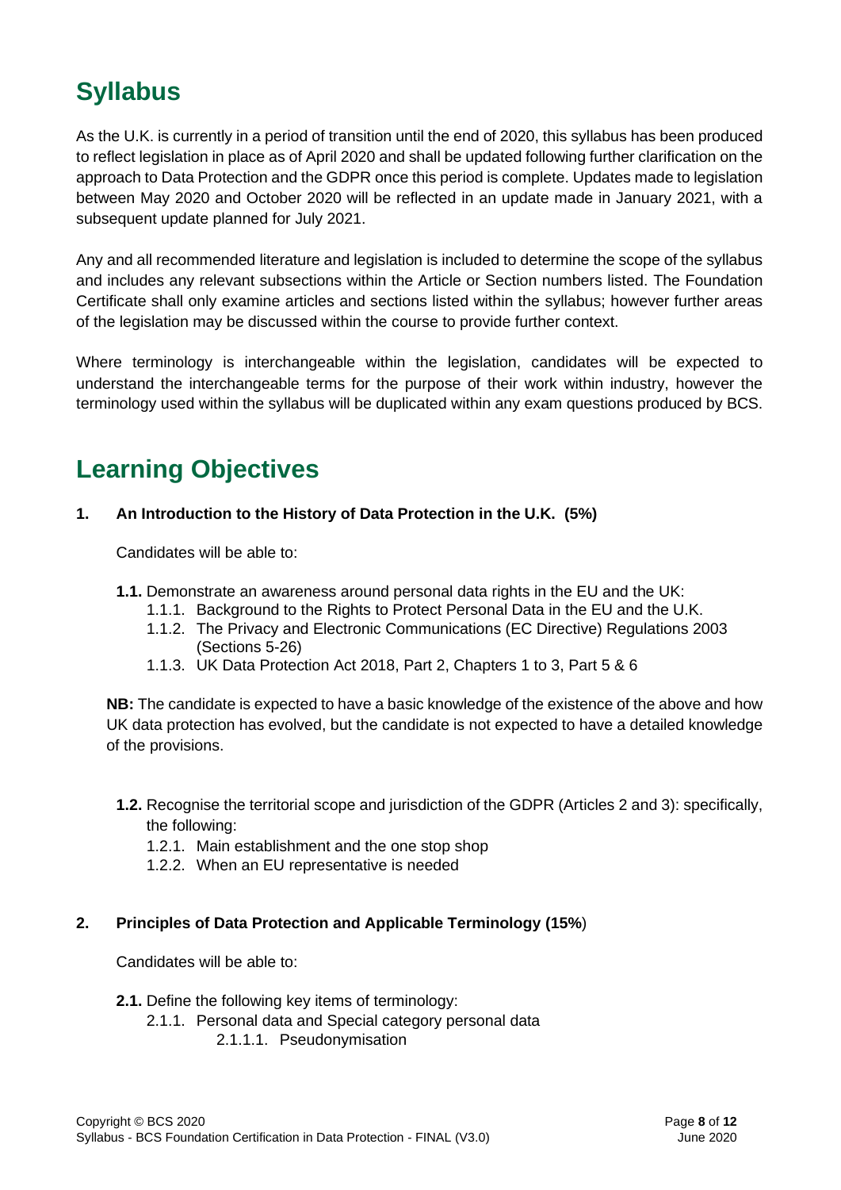# Syllabus

As the U.K. is currently in a period of transition until the end of 2020, this syllabus has been produced to reflect legislation in place as of April 2020 and shall be updated following further clarification on the approach to Data Protection and the GDPR once this period is complete. Updates made to legislation between May 2020 and October 2020 will be reflected in an update made in January 2021, with a subsequent update planned for July 2021.

Any and all recommended literature and legislation is included to determine the scope of the syllabus and includes any relevant subsections within the Article or Section numbers listed. The Foundation Certificate shall only examine articles and sections listed within the syllabus; however further areas of the legislation may be discussed within the course to provide further context.

Where terminology is interchangeable within the legislation, candidates will be expected to understand the interchangeable terms for the purpose of their work within industry, however the terminology used within the syllabus will be duplicated within any exam questions produced by BCS.

# Learning Objectives

**1. An Introduction to the History of Data Protection in the U.K. (5%)**

Candidates will be able to:

- **1.1.** Demonstrate an awareness around personal data rights in the EU and the UK:
  - 1.1.1. Background to the Rights to Protect Personal Data in the EU and the U.K.
  - 1.1.2. The Privacy and Electronic Communications (EC Directive) Regulations 2003 (Sections 5-26)
  - 1.1.3. UK Data Protection Act 2018, Part 2, Chapters 1 to 3, Part 5 & 6

**NB:** The candidate is expected to have a basic knowledge of the existence of the above and how UK data protection has evolved, but the candidate is not expected to have a detailed knowledge of the provisions.

- **1.2.** Recognise the territorial scope and jurisdiction of the GDPR (Articles 2 and 3): specifically, the following:
  - 1.2.1. Main establishment and the one stop shop
  - 1.2.2. When an EU representative is needed

**2. Principles of Data Protection and Applicable Terminology (15%)**

Candidates will be able to:

- **2.1.** Define the following key items of terminology:
  - 2.1.1. Personal data and Special category personal data
    - 2.1.1.1. Pseudonymisation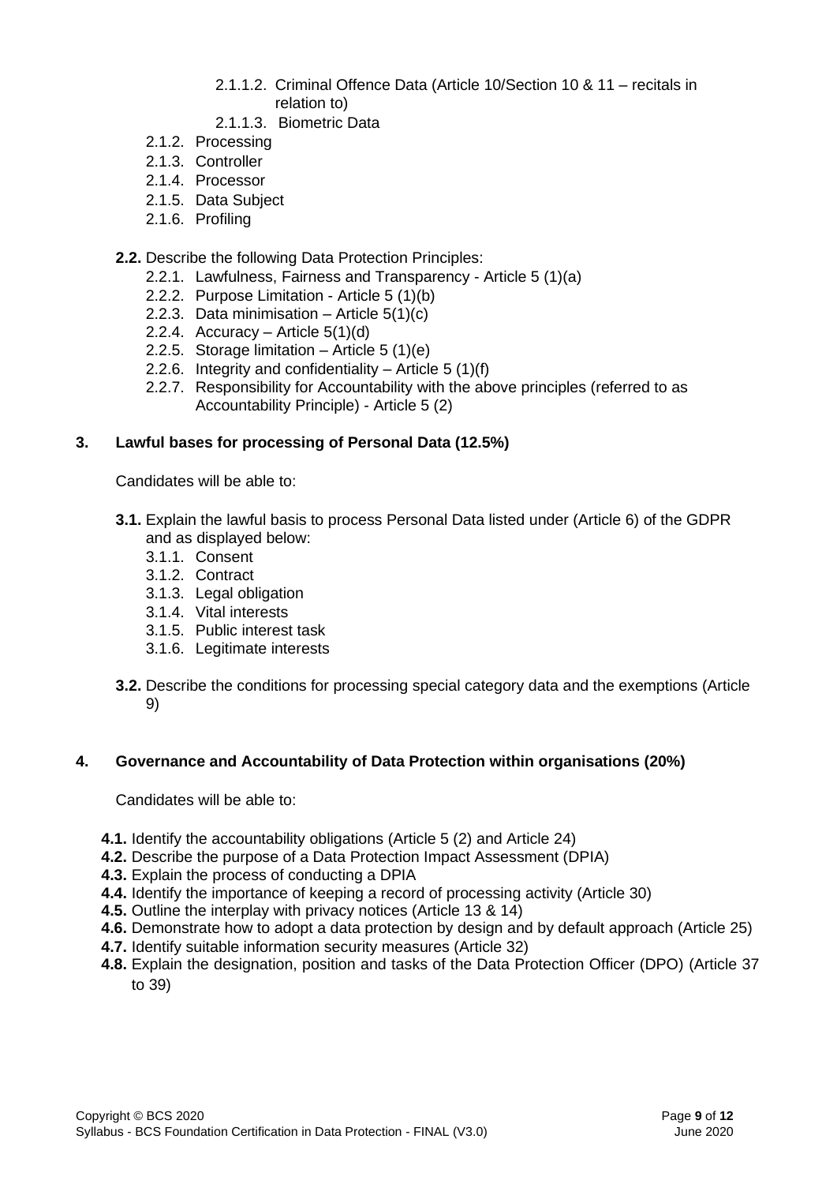- 2.1.1.2. Criminal Offence Data (Article 10/Section 10 & 11 – recitals in relation to)
- 2.1.1.3. Biometric Data
- 2.1.2. Processing
- 2.1.3. Controller
- 2.1.4. Processor
- 2.1.5. Data Subject
- 2.1.6. Profiling

**2.2.** Describe the following Data Protection Principles:

- 2.2.1. Lawfulness, Fairness and Transparency - Article 5 (1)(a)
- 2.2.2. Purpose Limitation - Article 5 (1)(b)
- 2.2.3. Data minimisation – Article 5(1)(c)
- 2.2.4. Accuracy – Article 5(1)(d)
- 2.2.5. Storage limitation – Article 5 (1)(e)
- 2.2.6. Integrity and confidentiality – Article 5 (1)(f)
- 2.2.7. Responsibility for Accountability with the above principles (referred to as Accountability Principle) - Article 5 (2)

## 3. Lawful bases for processing of Personal Data (12.5%)

Candidates will be able to:

**3.1.** Explain the lawful basis to process Personal Data listed under (Article 6) of the GDPR and as displayed below:

- 3.1.1. Consent
- 3.1.2. Contract
- 3.1.3. Legal obligation
- 3.1.4. Vital interests
- 3.1.5. Public interest task
- 3.1.6. Legitimate interests

**3.2.** Describe the conditions for processing special category data and the exemptions (Article 9)

## 4. Governance and Accountability of Data Protection within organisations (20%)

Candidates will be able to:

- **4.1.** Identify the accountability obligations (Article 5 (2) and Article 24)
- **4.2.** Describe the purpose of a Data Protection Impact Assessment (DPIA)
- **4.3.** Explain the process of conducting a DPIA
- **4.4.** Identify the importance of keeping a record of processing activity (Article 30)
- **4.5.** Outline the interplay with privacy notices (Article 13 & 14)
- **4.6.** Demonstrate how to adopt a data protection by design and by default approach (Article 25)
- **4.7.** Identify suitable information security measures (Article 32)
- **4.8.** Explain the designation, position and tasks of the Data Protection Officer (DPO) (Article 37 to 39)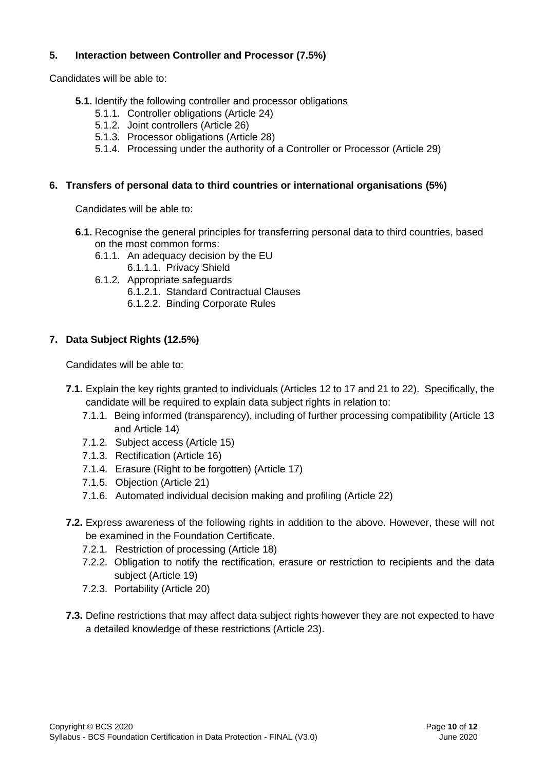## 5. Interaction between Controller and Processor (7.5%)

Candidates will be able to:

- **5.1.** Identify the following controller and processor obligations
  - 5.1.1. Controller obligations (Article 24)
  - 5.1.2. Joint controllers (Article 26)
  - 5.1.3. Processor obligations (Article 28)
  - 5.1.4. Processing under the authority of a Controller or Processor (Article 29)

## 6. Transfers of personal data to third countries or international organisations (5%)

Candidates will be able to:

- **6.1.** Recognise the general principles for transferring personal data to third countries, based on the most common forms:
  - 6.1.1. An adequacy decision by the EU
    - 6.1.1.1. Privacy Shield
  - 6.1.2. Appropriate safeguards
    - 6.1.2.1. Standard Contractual Clauses
    - 6.1.2.2. Binding Corporate Rules

## 7. Data Subject Rights (12.5%)

Candidates will be able to:

- **7.1.** Explain the key rights granted to individuals (Articles 12 to 17 and 21 to 22). Specifically, the candidate will be required to explain data subject rights in relation to:
  - 7.1.1. Being informed (transparency), including of further processing compatibility (Article 13 and Article 14)
  - 7.1.2. Subject access (Article 15)
  - 7.1.3. Rectification (Article 16)
  - 7.1.4. Erasure (Right to be forgotten) (Article 17)
  - 7.1.5. Objection (Article 21)
  - 7.1.6. Automated individual decision making and profiling (Article 22)
- **7.2.** Express awareness of the following rights in addition to the above. However, these will not be examined in the Foundation Certificate.
  - 7.2.1. Restriction of processing (Article 18)
  - 7.2.2. Obligation to notify the rectification, erasure or restriction to recipients and the data subject (Article 19)
  - 7.2.3. Portability (Article 20)
- **7.3.** Define restrictions that may affect data subject rights however they are not expected to have a detailed knowledge of these restrictions (Article 23).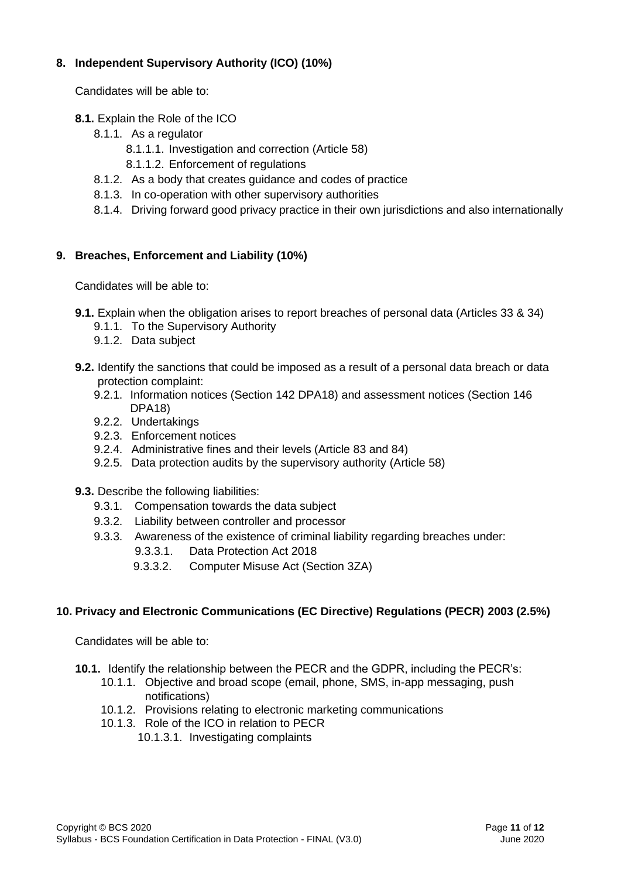## 8. Independent Supervisory Authority (ICO) (10%)

Candidates will be able to:

- **8.1.** Explain the Role of the ICO
  - 8.1.1. As a regulator
    - 8.1.1.1. Investigation and correction (Article 58)
    - 8.1.1.2. Enforcement of regulations
  - 8.1.2. As a body that creates guidance and codes of practice
  - 8.1.3. In co-operation with other supervisory authorities
  - 8.1.4. Driving forward good privacy practice in their own jurisdictions and also internationally

## 9. Breaches, Enforcement and Liability (10%)

Candidates will be able to:

- **9.1.** Explain when the obligation arises to report breaches of personal data (Articles 33 & 34)
  - 9.1.1. To the Supervisory Authority
  - 9.1.2. Data subject
- **9.2.** Identify the sanctions that could be imposed as a result of a personal data breach or data protection complaint:
  - 9.2.1. Information notices (Section 142 DPA18) and assessment notices (Section 146 DPA18)
  - 9.2.2. Undertakings
  - 9.2.3. Enforcement notices
  - 9.2.4. Administrative fines and their levels (Article 83 and 84)
  - 9.2.5. Data protection audits by the supervisory authority (Article 58)
- **9.3.** Describe the following liabilities:
  - 9.3.1. Compensation towards the data subject
  - 9.3.2. Liability between controller and processor
  - 9.3.3. Awareness of the existence of criminal liability regarding breaches under:
    - 9.3.3.1. Data Protection Act 2018
    - 9.3.3.2. Computer Misuse Act (Section 3ZA)

## 10. Privacy and Electronic Communications (EC Directive) Regulations (PECR) 2003 (2.5%)

Candidates will be able to:

- **10.1.** Identify the relationship between the PECR and the GDPR, including the PECR's:
  - 10.1.1. Objective and broad scope (email, phone, SMS, in-app messaging, push notifications)
  - 10.1.2. Provisions relating to electronic marketing communications
  - 10.1.3. Role of the ICO in relation to PECR
    - 10.1.3.1. Investigating complaints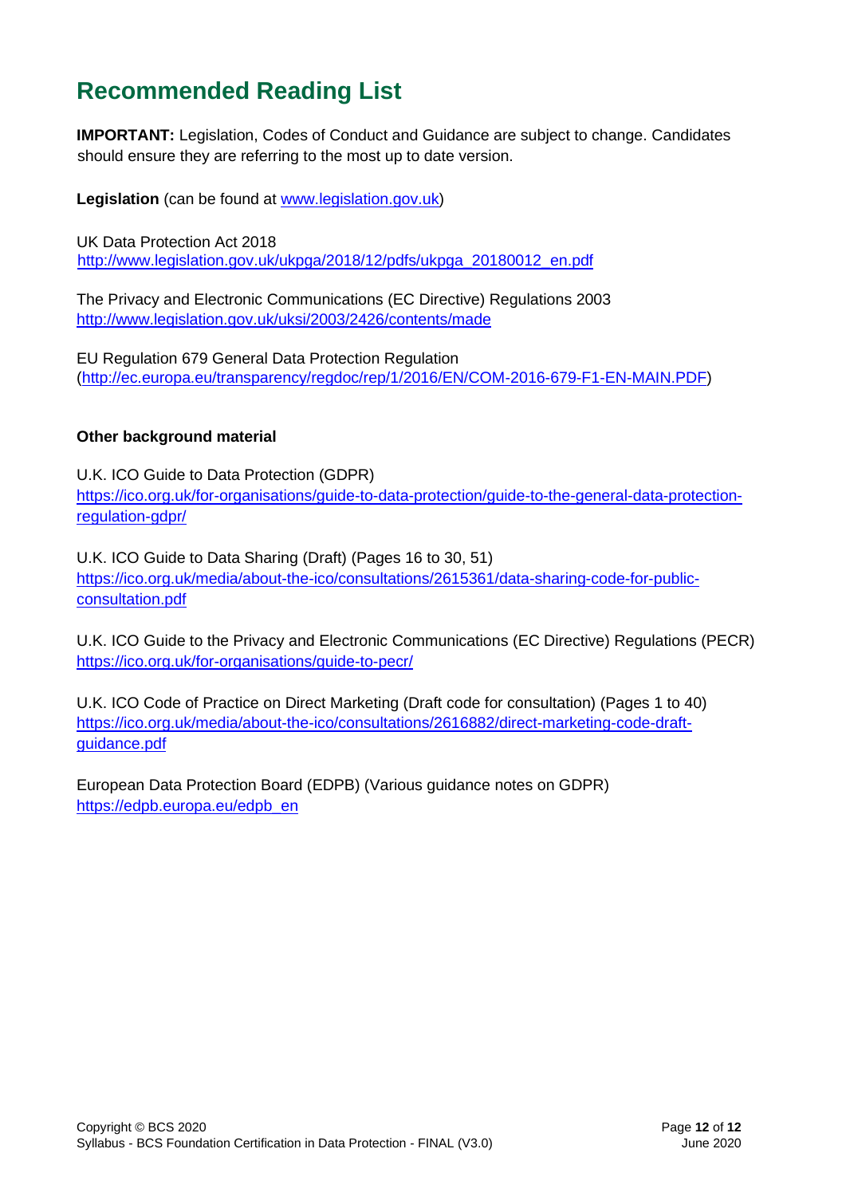# Recommended Reading List

**IMPORTANT:** Legislation, Codes of Conduct and Guidance are subject to change. Candidates should ensure they are referring to the most up to date version.

**Legislation** (can be found at www.legislation.gov.uk)

UK Data Protection Act 2018
http://www.legislation.gov.uk/ukpga/2018/12/pdfs/ukpga_20180012_en.pdf

The Privacy and Electronic Communications (EC Directive) Regulations 2003
http://www.legislation.gov.uk/uksi/2003/2426/contents/made

EU Regulation 679 General Data Protection Regulation
(http://ec.europa.eu/transparency/regdoc/rep/1/2016/EN/COM-2016-679-F1-EN-MAIN.PDF)

**Other background material**

U.K. ICO Guide to Data Protection (GDPR)
https://ico.org.uk/for-organisations/guide-to-data-protection/guide-to-the-general-data-protection-regulation-gdpr/

U.K. ICO Guide to Data Sharing (Draft) (Pages 16 to 30, 51)
https://ico.org.uk/media/about-the-ico/consultations/2615361/data-sharing-code-for-public-consultation.pdf

U.K. ICO Guide to the Privacy and Electronic Communications (EC Directive) Regulations (PECR)
https://ico.org.uk/for-organisations/guide-to-pecr/

U.K. ICO Code of Practice on Direct Marketing (Draft code for consultation) (Pages 1 to 40)
https://ico.org.uk/media/about-the-ico/consultations/2616882/direct-marketing-code-draft-guidance.pdf

European Data Protection Board (EDPB) (Various guidance notes on GDPR)
https://edpb.europa.eu/edpb_en